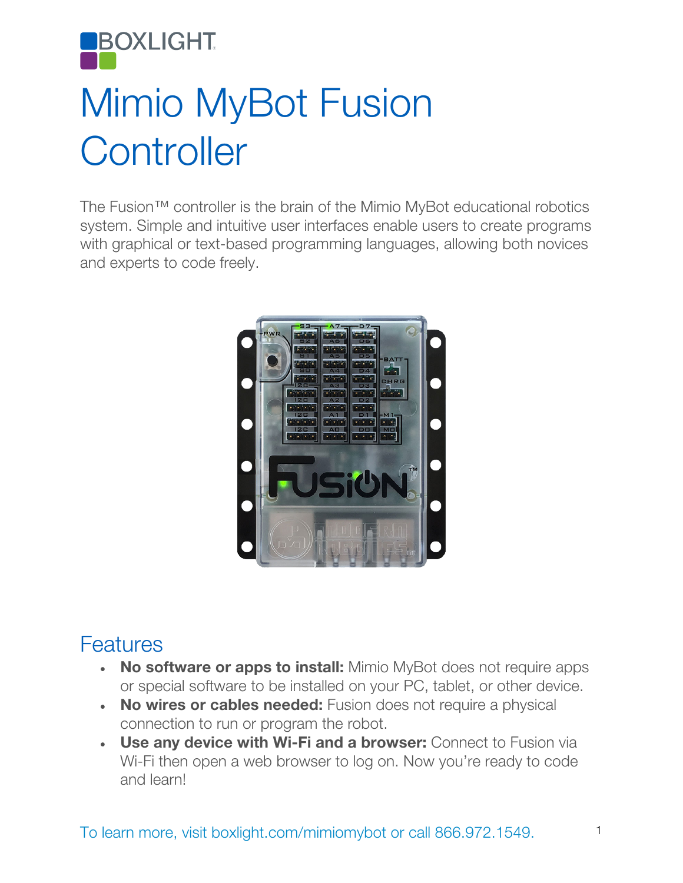# Mimio MyBot Fusion Controller

The Fusion™ controller is the brain of the Mimio MyBot educational robotics system. Simple and intuitive user interfaces enable users to create programs with graphical or text-based programming languages, allowing both novices and experts to code freely.

## Features

- **No software or apps to install:** Mimio MyBot does not require apps or special software to be installed on your PC, tablet, or other device.
- **No wires or cables needed:** Fusion does not require a physical connection to run or program the robot.
- **Use any device with Wi-Fi and a browser:** Connect to Fusion via Wi-Fi then open a web browser to log on. Now you're ready to code and learn!

To learn more, visit boxlight.com/mimiomybot or call 866.972.1549.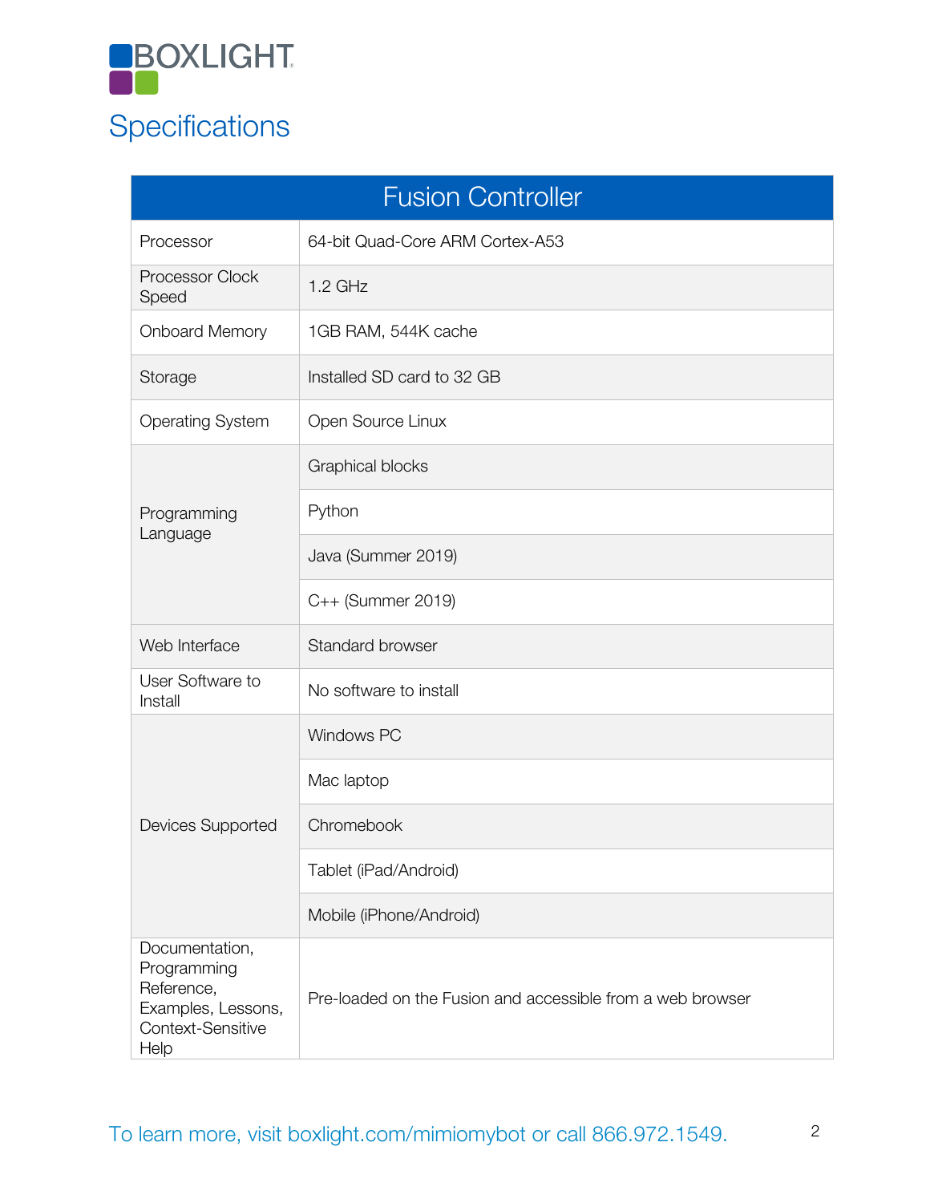BOXLIGHT

# Specifications

| Fusion Controller | |
|---|---|
| Processor | 64-bit Quad-Core ARM Cortex-A53 |
| Processor Clock Speed | 1.2 GHz |
| Onboard Memory | 1GB RAM, 544K cache |
| Storage | Installed SD card to 32 GB |
| Operating System | Open Source Linux |
| Programming Language | Graphical blocks |
| | Python |
| | Java (Summer 2019) |
| | C++ (Summer 2019) |
| Web Interface | Standard browser |
| User Software to Install | No software to install |
| Devices Supported | Windows PC |
| | Mac laptop |
| | Chromebook |
| | Tablet (iPad/Android) |
| | Mobile (iPhone/Android) |
| Documentation, Programming Reference, Examples, Lessons, Context-Sensitive Help | Pre-loaded on the Fusion and accessible from a web browser |

To learn more, visit boxlight.com/mimiomybot or call 866.972.1549.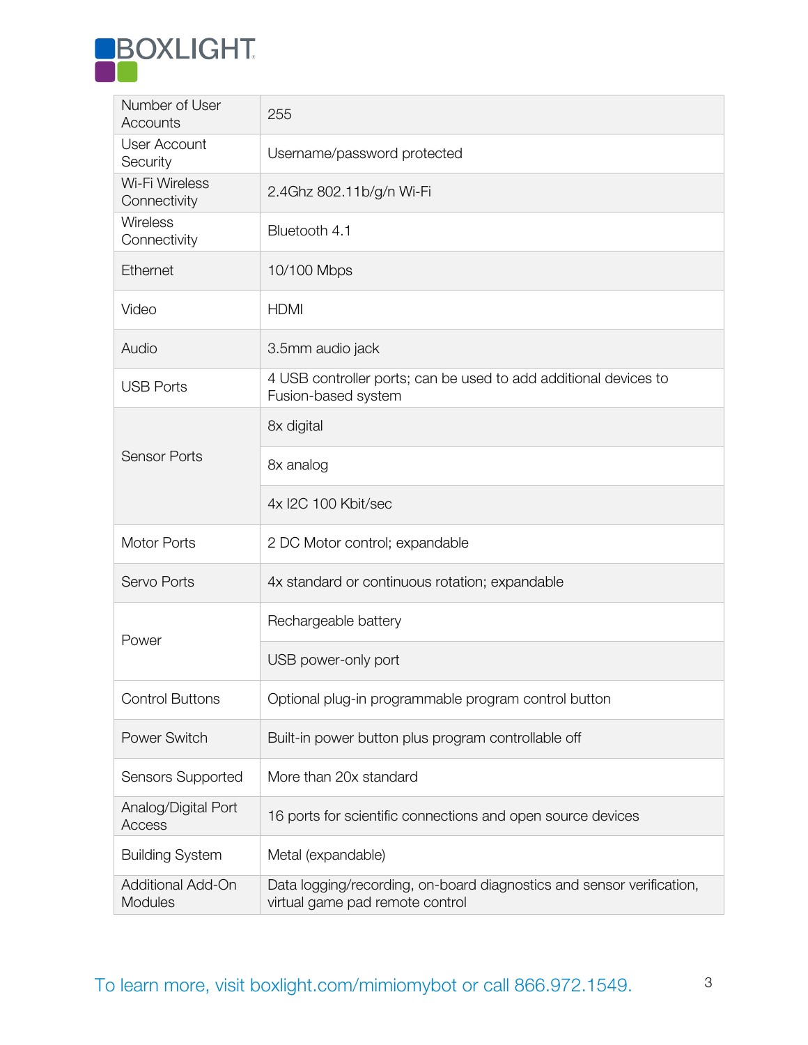| | |
|---|---|
| Number of User Accounts | 255 |
| User Account Security | Username/password protected |
| Wi-Fi Wireless Connectivity | 2.4Ghz 802.11b/g/n Wi-Fi |
| Wireless Connectivity | Bluetooth 4.1 |
| Ethernet | 10/100 Mbps |
| Video | HDMI |
| Audio | 3.5mm audio jack |
| USB Ports | 4 USB controller ports; can be used to add additional devices to Fusion-based system |
| Sensor Ports | 8x digital |
| | 8x analog |
| | 4x I2C 100 Kbit/sec |
| Motor Ports | 2 DC Motor control; expandable |
| Servo Ports | 4x standard or continuous rotation; expandable |
| Power | Rechargeable battery |
| | USB power-only port |
| Control Buttons | Optional plug-in programmable program control button |
| Power Switch | Built-in power button plus program controllable off |
| Sensors Supported | More than 20x standard |
| Analog/Digital Port Access | 16 ports for scientific connections and open source devices |
| Building System | Metal (expandable) |
| Additional Add-On Modules | Data logging/recording, on-board diagnostics and sensor verification, virtual game pad remote control |

To learn more, visit boxlight.com/mimiomybot or call 866.972.1549.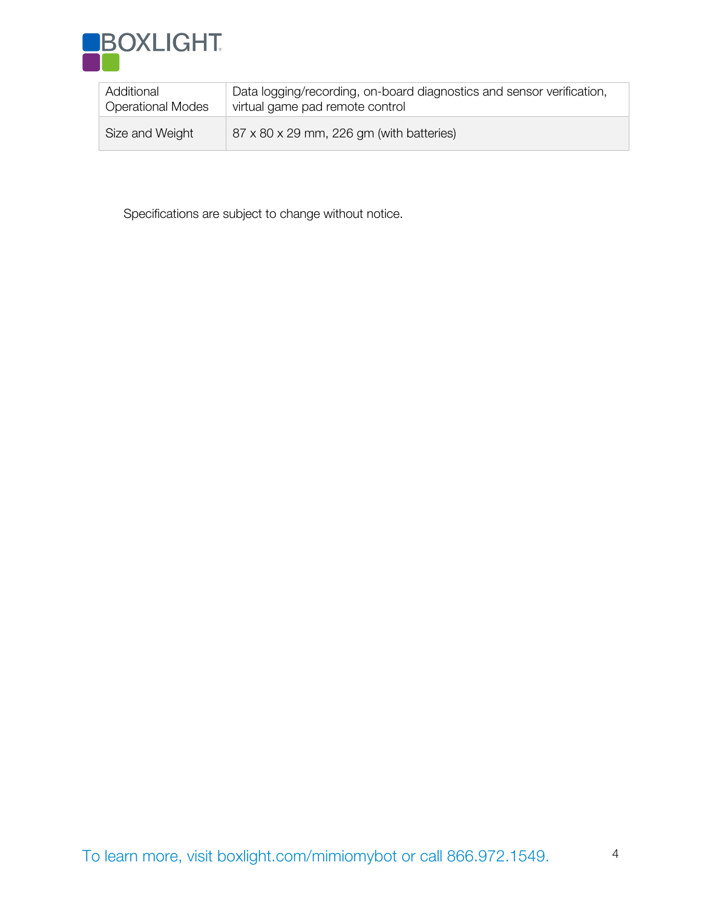| | |
|---|---|
| Additional Operational Modes | Data logging/recording, on-board diagnostics and sensor verification, virtual game pad remote control |
| Size and Weight | 87 x 80 x 29 mm, 226 gm (with batteries) |

Specifications are subject to change without notice.

To learn more, visit boxlight.com/mimiomybot or call 866.972.1549.